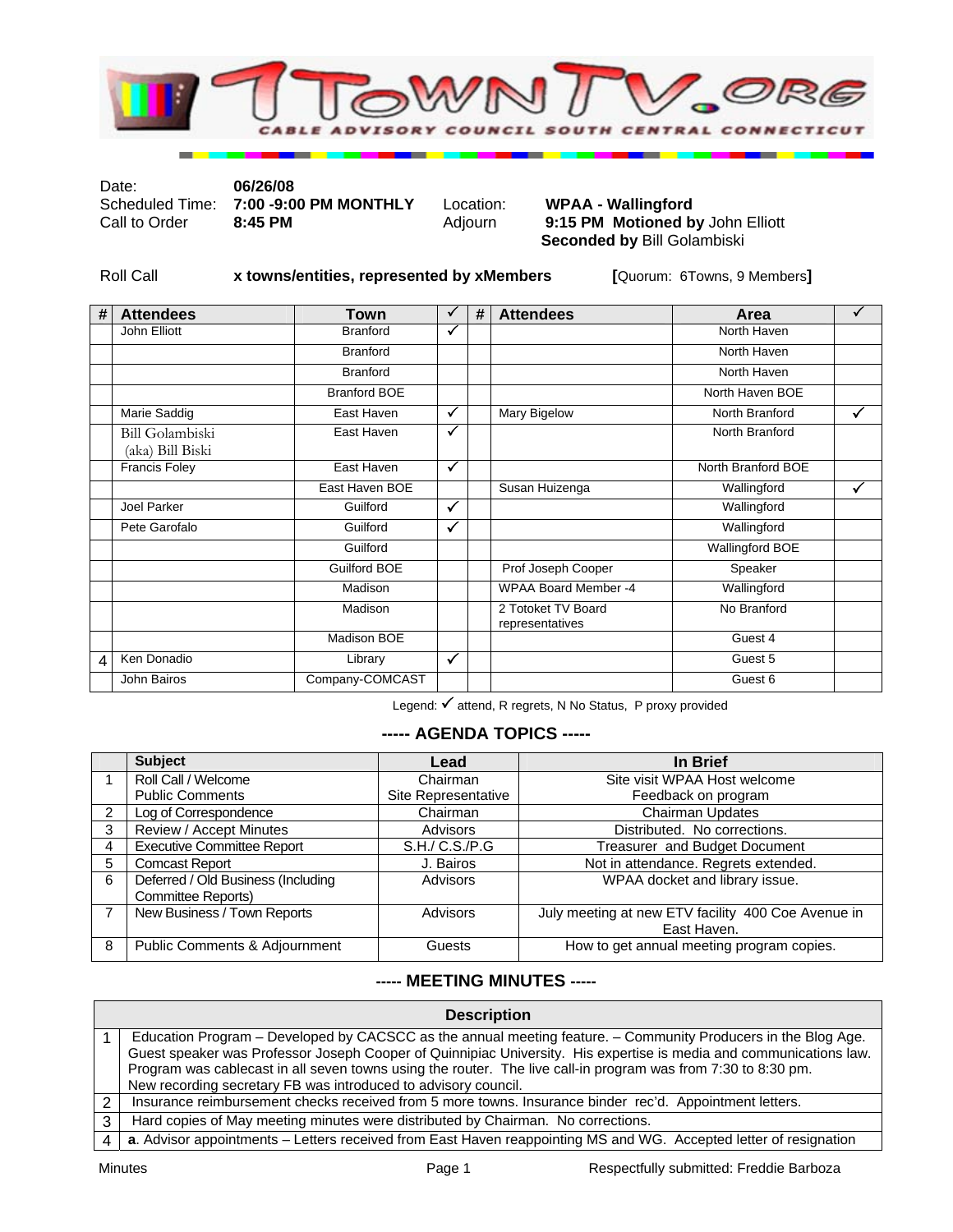# 7TOWNTV.ORG

CABLE ADVISORY COUNCIL SOUTH CENTRAL CONNECTICUT

| | | | |
|---|---|---|---|
| Date: | **06/26/08** | | |
| Scheduled Time: | **7:00 -9:00 PM MONTHLY** | Location: | **WPAA - Wallingford** |
| Call to Order | **8:45 PM** | Adjourn | **9:15 PM Motioned by** John Elliott **Seconded by** Bill Golambiski |

Roll Call **x towns/entities, represented by xMembers** **[**Quorum: 6Towns, 9 Members**]**

| # | Attendees | Town | ✓ | # | Attendees | Area | ✓ |
|---|---|---|---|---|---|---|---|
| | John Elliott | Branford | ✓ | | | North Haven | |
| | | Branford | | | | North Haven | |
| | | Branford | | | | North Haven | |
| | | Branford BOE | | | | North Haven BOE | |
| | Marie Saddig | East Haven | ✓ | | Mary Bigelow | North Branford | ✓ |
| | Bill Golambiski (aka) Bill Biski | East Haven | ✓ | | | North Branford | |
| | Francis Foley | East Haven | ✓ | | | North Branford BOE | |
| | | East Haven BOE | | | Susan Huizenga | Wallingford | ✓ |
| | Joel Parker | Guilford | ✓ | | | Wallingford | |
| | Pete Garofalo | Guilford | ✓ | | | Wallingford | |
| | | Guilford | | | | Wallingford BOE | |
| | | Guilford BOE | | | Prof Joseph Cooper | Speaker | |
| | | Madison | | | WPAA Board Member -4 | Wallingford | |
| | | Madison | | | 2 Totoket TV Board representatives | No Branford | |
| | | Madison BOE | | | | Guest 4 | |
| 4 | Ken Donadio | Library | ✓ | | | Guest 5 | |
| | John Bairos | Company-COMCAST | | | | Guest 6 | |

Legend: ✓ attend, R regrets, N No Status, P proxy provided

## ----- AGENDA TOPICS -----

| | Subject | Lead | In Brief |
|---|---|---|---|
| 1 | Roll Call / Welcome<br>Public Comments | Chairman<br>Site Representative | Site visit WPAA Host welcome<br>Feedback on program |
| 2 | Log of Correspondence | Chairman | Chairman Updates |
| 3 | Review / Accept Minutes | Advisors | Distributed. No corrections. |
| 4 | Executive Committee Report | S.H./ C.S./P.G | Treasurer and Budget Document |
| 5 | Comcast Report | J. Bairos | Not in attendance. Regrets extended. |
| 6 | Deferred / Old Business (Including Committee Reports) | Advisors | WPAA docket and library issue. |
| 7 | New Business / Town Reports | Advisors | July meeting at new ETV facility 400 Coe Avenue in East Haven. |
| 8 | Public Comments & Adjournment | Guests | How to get annual meeting program copies. |

## ----- MEETING MINUTES -----

| | Description |
|---|---|
| 1 | Education Program – Developed by CACSCC as the annual meeting feature. – Community Producers in the Blog Age. Guest speaker was Professor Joseph Cooper of Quinnipiac University. His expertise is media and communications law. Program was cablecast in all seven towns using the router. The live call-in program was from 7:30 to 8:30 pm. New recording secretary FB was introduced to advisory council. |
| 2 | Insurance reimbursement checks received from 5 more towns. Insurance binder rec'd. Appointment letters. |
| 3 | Hard copies of May meeting minutes were distributed by Chairman. No corrections. |
| 4 | **a**. Advisor appointments – Letters received from East Haven reappointing MS and WG. Accepted letter of resignation |

Minutes Respectfully submitted: Freddie Barboza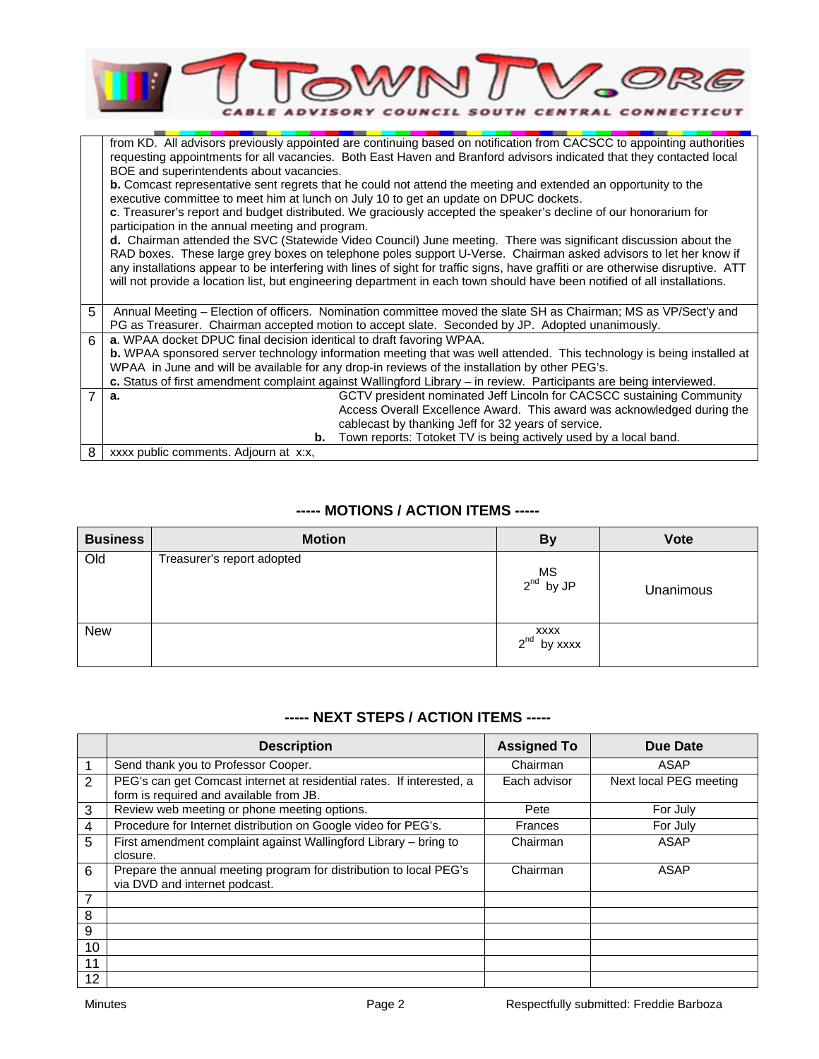| | |
|---|---|
| | from KD. All advisors previously appointed are continuing based on notification from CACSCC to appointing authorities requesting appointments for all vacancies. Both East Haven and Branford advisors indicated that they contacted local BOE and superintendents about vacancies.<br>**b.** Comcast representative sent regrets that he could not attend the meeting and extended an opportunity to the executive committee to meet him at lunch on July 10 to get an update on DPUC dockets.<br>**c**. Treasurer's report and budget distributed. We graciously accepted the speaker's decline of our honorarium for participation in the annual meeting and program.<br>**d.** Chairman attended the SVC (Statewide Video Council) June meeting. There was significant discussion about the RAD boxes. These large grey boxes on telephone poles support U-Verse. Chairman asked advisors to let her know if any installations appear to be interfering with lines of sight for traffic signs, have graffiti or are otherwise disruptive. ATT will not provide a location list, but engineering department in each town should have been notified of all installations. |
| 5 | Annual Meeting – Election of officers. Nomination committee moved the slate SH as Chairman; MS as VP/Sect'y and PG as Treasurer. Chairman accepted motion to accept slate. Seconded by JP. Adopted unanimously. |
| 6 | **a**. WPAA docket DPUC final decision identical to draft favoring WPAA.<br>**b.** WPAA sponsored server technology information meeting that was well attended. This technology is being installed at WPAA in June and will be available for any drop-in reviews of the installation by other PEG's.<br>**c.** Status of first amendment complaint against Wallingford Library – in review. Participants are being interviewed. |
| 7 | **a.** GCTV president nominated Jeff Lincoln for CACSCC sustaining Community Access Overall Excellence Award. This award was acknowledged during the cablecast by thanking Jeff for 32 years of service.<br>**b.** Town reports: Totoket TV is being actively used by a local band. |
| 8 | xxxx public comments. Adjourn at x:x, |

## ----- MOTIONS / ACTION ITEMS -----

| Business | Motion | By | Vote |
|---|---|---|---|
| Old | Treasurer's report adopted | MS<br>2nd by JP | Unanimous |
| New | | xxxx<br>2nd by xxxx | |

## ----- NEXT STEPS / ACTION ITEMS -----

| | Description | Assigned To | Due Date |
|---|---|---|---|
| 1 | Send thank you to Professor Cooper. | Chairman | ASAP |
| 2 | PEG's can get Comcast internet at residential rates. If interested, a form is required and available from JB. | Each advisor | Next local PEG meeting |
| 3 | Review web meeting or phone meeting options. | Pete | For July |
| 4 | Procedure for Internet distribution on Google video for PEG's. | Frances | For July |
| 5 | First amendment complaint against Wallingford Library – bring to closure. | Chairman | ASAP |
| 6 | Prepare the annual meeting program for distribution to local PEG's via DVD and internet podcast. | Chairman | ASAP |
| 7 | | | |
| 8 | | | |
| 9 | | | |
| 10 | | | |
| 11 | | | |
| 12 | | | |

Minutes Respectfully submitted: Freddie Barboza